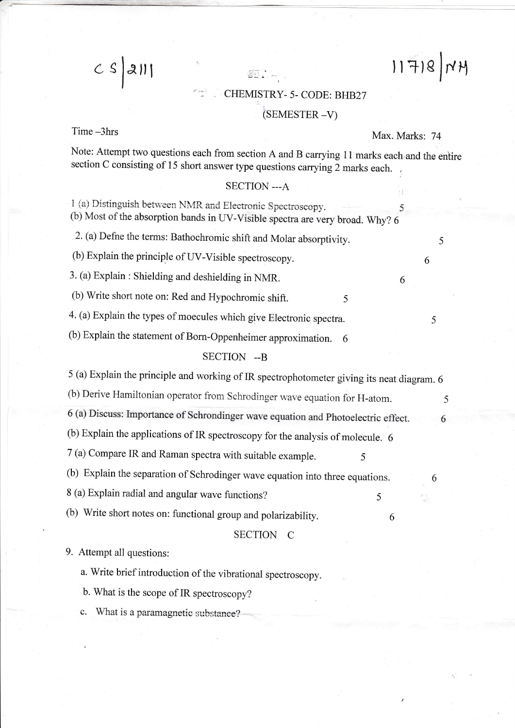CS | 2111 11718 | NH

# CHEMISTRY- 5- CODE: BHB27

## (SEMESTER –V)

Time –3hrs Max. Marks: 74

Note: Attempt two questions each from section A and B carrying 11 marks each and the entire section C consisting of 15 short answer type questions carrying 2 marks each.

## SECTION ---A

1 (a) Distinguish between NMR and Electronic Spectroscopy. 5

(b) Most of the absorption bands in UV-Visible spectra are very broad. Why? 6

2. (a) Defne the terms: Bathochromic shift and Molar absorptivity. 5

(b) Explain the principle of UV-Visible spectroscopy. 6

3. (a) Explain : Shielding and deshielding in NMR. 6

(b) Write short note on: Red and Hypochromic shift. 5

4. (a) Explain the types of moecules which give Electronic spectra. 5

(b) Explain the statement of Born-Oppenheimer approximation. 6

## SECTION --B

5 (a) Explain the principle and working of IR spectrophotometer giving its neat diagram. 6

(b) Derive Hamiltonian operator from Schrodinger wave equation for H-atom. 5

6 (a) Discuss: Importance of Schrondinger wave equation and Photoelectric effect. 6

(b) Explain the applications of IR spectroscopy for the analysis of molecule. 6

7 (a) Compare IR and Raman spectra with suitable example. 5

(b) Explain the separation of Schrodinger wave equation into three equations. 6

8 (a) Explain radial and angular wave functions? 5

(b) Write short notes on: functional group and polarizability. 6

## SECTION C

9. Attempt all questions:

a. Write brief introduction of the vibrational spectroscopy.

b. What is the scope of IR spectroscopy?

c. What is a paramagnetic substance?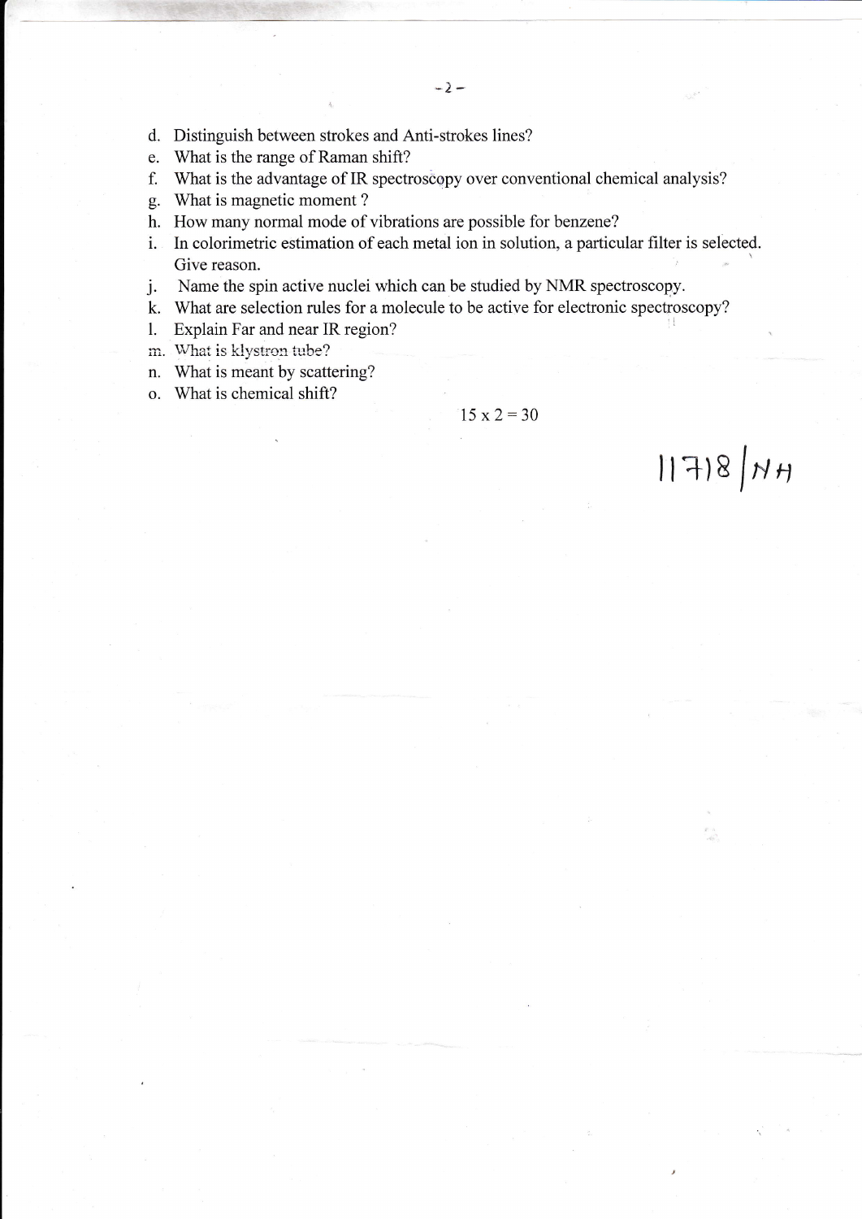d. Distinguish between strokes and Anti-strokes lines?
e. What is the range of Raman shift?
f. What is the advantage of IR spectroscopy over conventional chemical analysis?
g. What is magnetic moment ?
h. How many normal mode of vibrations are possible for benzene?
i. In colorimetric estimation of each metal ion in solution, a particular filter is selected. Give reason.
j. Name the spin active nuclei which can be studied by NMR spectroscopy.
k. What are selection rules for a molecule to be active for electronic spectroscopy?
l. Explain Far and near IR region?
m. What is klystron tube?
n. What is meant by scattering?
o. What is chemical shift?

15 x 2 = 30

11718/NH